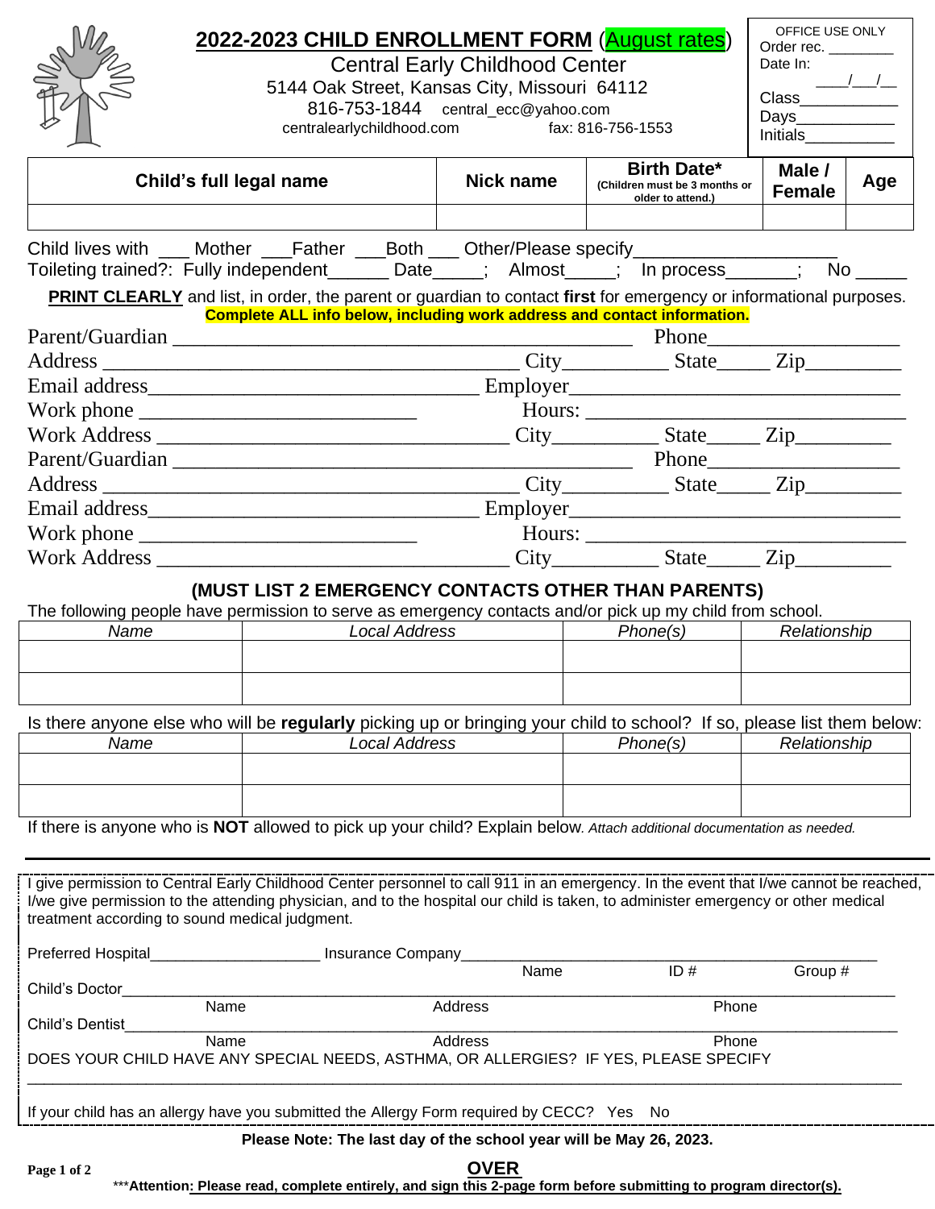# 2022-2023 CHILD ENROLLMENT FORM (August rates)

Central Early Childhood Center
5144 Oak Street, Kansas City, Missouri 64112
816-753-1844 central_ecc@yahoo.com
centralearlychildhood.com fax: 816-756-1553

OFFICE USE ONLY
Order rec. ________
Date In: ____/___/__
Class___________
Days___________
Initials__________

| Child's full legal name | Nick name | Birth Date* (Children must be 3 months or older to attend.) | Male / Female | Age |
|---|---|---|---|---|
| | | | | |

Child lives with ___ Mother ___Father ___Both ___ Other/Please specify___________________
Toileting trained?: Fully independent______ Date_____; Almost_____; In process_______; No _____

**PRINT CLEARLY** and list, in order, the parent or guardian to contact **first** for emergency or informational purposes.
**Complete ALL info below, including work address and contact information.**

Parent/Guardian ___________________________________________ Phone__________________
Address ________________________________________ City__________ State_____ Zip_________
Email address_______________________________ Employer_______________________________
Work phone __________________________ Hours: ______________________________
Work Address __________________________________ City__________ State_____ Zip_________
Parent/Guardian ___________________________________________ Phone__________________
Address ________________________________________ City__________ State_____ Zip_________
Email address_______________________________ Employer_______________________________
Work phone __________________________ Hours: ______________________________
Work Address __________________________________ City__________ State_____ Zip_________

**(MUST LIST 2 EMERGENCY CONTACTS OTHER THAN PARENTS)**

The following people have permission to serve as emergency contacts and/or pick up my child from school.

| *Name* | *Local Address* | *Phone(s)* | *Relationship* |
|---|---|---|---|
| | | | |
| | | | |

Is there anyone else who will be **regularly** picking up or bringing your child to school? If so, please list them below:

| *Name* | *Local Address* | *Phone(s)* | *Relationship* |
|---|---|---|---|
| | | | |
| | | | |

If there is anyone who is **NOT** allowed to pick up your child? Explain below. *Attach additional documentation as needed.*

---

I give permission to Central Early Childhood Center personnel to call 911 in an emergency. In the event that I/we cannot be reached, I/we give permission to the attending physician, and to the hospital our child is taken, to administer emergency or other medical treatment according to sound medical judgment.

Preferred Hospital____________________ Insurance Company_________________________________________________
Name ID # Group #

Child's Doctor________________________________________________________________________________
Name Address Phone

Child's Dentist________________________________________________________________________________
Name Address Phone

DOES YOUR CHILD HAVE ANY SPECIAL NEEDS, ASTHMA, OR ALLERGIES? IF YES, PLEASE SPECIFY

____________________________________________________________________________________________

If your child has an allergy have you submitted the Allergy Form required by CECC? Yes No

**Please Note: The last day of the school year will be May 26, 2023.**

**OVER**

***Attention: Please read, complete entirely, and sign this 2-page form before submitting to program director(s).**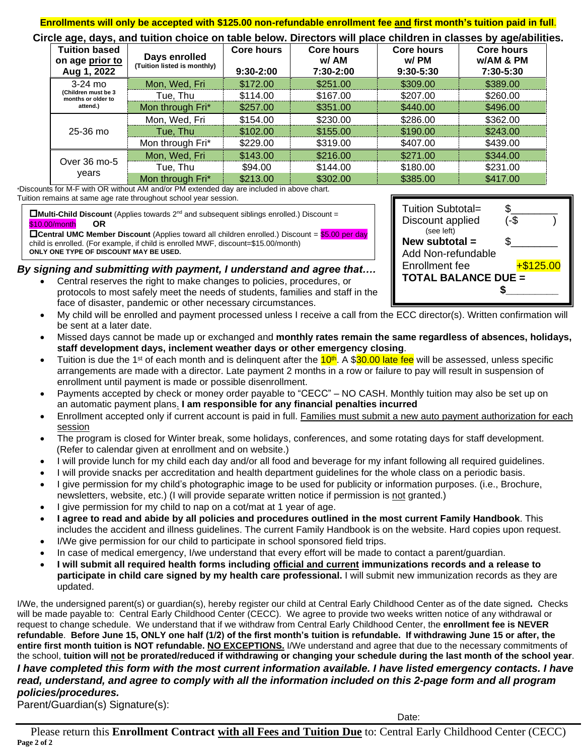**Enrollments will only be accepted with $125.00 non-refundable enrollment fee and first month's tuition paid in full.**

**Circle age, days, and tuition choice on table below. Directors will place children in classes by age/abilities.**

| Tuition based on age prior to Aug 1, 2022 | Days enrolled (Tuition listed is monthly) | Core hours 9:30-2:00 | Core hours w/ AM 7:30-2:00 | Core hours w/ PM 9:30-5:30 | Core hours w/AM & PM 7:30-5:30 |
|---|---|---|---|---|---|
| 3-24 mo (Children must be 3 months or older to attend.) | Mon, Wed, Fri | $172.00 | $251.00 | $309.00 | $389.00 |
| | Tue, Thu | $114.00 | $167.00 | $207.00 | $260.00 |
| | Mon through Fri* | $257.00 | $351.00 | $440.00 | $496.00 |
| 25-36 mo | Mon, Wed, Fri | $154.00 | $230.00 | $286.00 | $362.00 |
| | Tue, Thu | $102.00 | $155.00 | $190.00 | $243.00 |
| | Mon through Fri* | $229.00 | $319.00 | $407.00 | $439.00 |
| Over 36 mo-5 years | Mon, Wed, Fri | $143.00 | $216.00 | $271.00 | $344.00 |
| | Tue, Thu | $94.00 | $144.00 | $180.00 | $231.00 |
| | Mon through Fri* | $213.00 | $302.00 | $385.00 | $417.00 |

*Discounts for M-F with OR without AM and/or PM extended day are included in above chart.
Tuition remains at same age rate throughout school year session.

☐**Multi-Child Discount** (Applies towards 2nd and subsequent siblings enrolled.) Discount = $10.00/month **OR**
☐**Central UMC Member Discount** (Applies toward all children enrolled.) Discount = $5.00 per day child is enrolled. (For example, if child is enrolled MWF, discount=$15.00/month)
**ONLY ONE TYPE OF DISCOUNT MAY BE USED.**

Tuition Subtotal= $________
Discount applied (see left) (-$ )
**New subtotal =** $________
Add Non-refundable Enrollment fee +$125.00
**TOTAL BALANCE DUE =** **$**__________

***By signing and submitting with payment, I understand and agree that….***

- Central reserves the right to make changes to policies, procedures, or protocols to most safely meet the needs of students, families and staff in the face of disaster, pandemic or other necessary circumstances.
- My child will be enrolled and payment processed unless I receive a call from the ECC director(s). Written confirmation will be sent at a later date.
- Missed days cannot be made up or exchanged and **monthly rates remain the same regardless of absences, holidays, staff development days, inclement weather days or other emergency closing**.
- Tuition is due the 1st of each month and is delinquent after the 10th. A $30.00 late fee will be assessed, unless specific arrangements are made with a director. Late payment 2 months in a row or failure to pay will result in suspension of enrollment until payment is made or possible disenrollment.
- Payments accepted by check or money order payable to "CECC" – NO CASH. Monthly tuition may also be set up on an automatic payment plans. **I am responsible for any financial penalties incurred**
- Enrollment accepted only if current account is paid in full. Families must submit a new auto payment authorization for each session
- The program is closed for Winter break, some holidays, conferences, and some rotating days for staff development. (Refer to calendar given at enrollment and on website.)
- I will provide lunch for my child each day and/or all food and beverage for my infant following all required guidelines.
- I will provide snacks per accreditation and health department guidelines for the whole class on a periodic basis.
- I give permission for my child's photographic image to be used for publicity or information purposes. (i.e., Brochure, newsletters, website, etc.) (I will provide separate written notice if permission is not granted.)
- I give permission for my child to nap on a cot/mat at 1 year of age.
- **I agree to read and abide by all policies and procedures outlined in the most current Family Handbook**. This includes the accident and illness guidelines. The current Family Handbook is on the website. Hard copies upon request.
- I/We give permission for our child to participate in school sponsored field trips.
- In case of medical emergency, I/we understand that every effort will be made to contact a parent/guardian.
- **I will submit all required health forms including official and current immunizations records and a release to participate in child care signed by my health care professional.** I will submit new immunization records as they are updated.

I/We, the undersigned parent(s) or guardian(s), hereby register our child at Central Early Childhood Center as of the date signed**.** Checks will be made payable to: Central Early Childhood Center (CECC). We agree to provide two weeks written notice of any withdrawal or request to change schedule. We understand that if we withdraw from Central Early Childhood Center, the **enrollment fee is NEVER refundable**. **Before June 15, ONLY one half (1/2) of the first month's tuition is refundable. If withdrawing June 15 or after, the entire first month tuition is NOT refundable. NO EXCEPTIONS.** I/We understand and agree that due to the necessary commitments of the school, **tuition will not be prorated/reduced if withdrawing or changing your schedule during the last month of the school year**.

***I have completed this form with the most current information available. I have listed emergency contacts. I have read, understand, and agree to comply with all the information included on this 2-page form and all program policies/procedures.***

Parent/Guardian(s) Signature(s):

Date:

Please return this **Enrollment Contract with all Fees and Tuition Due** to: Central Early Childhood Center (CECC)